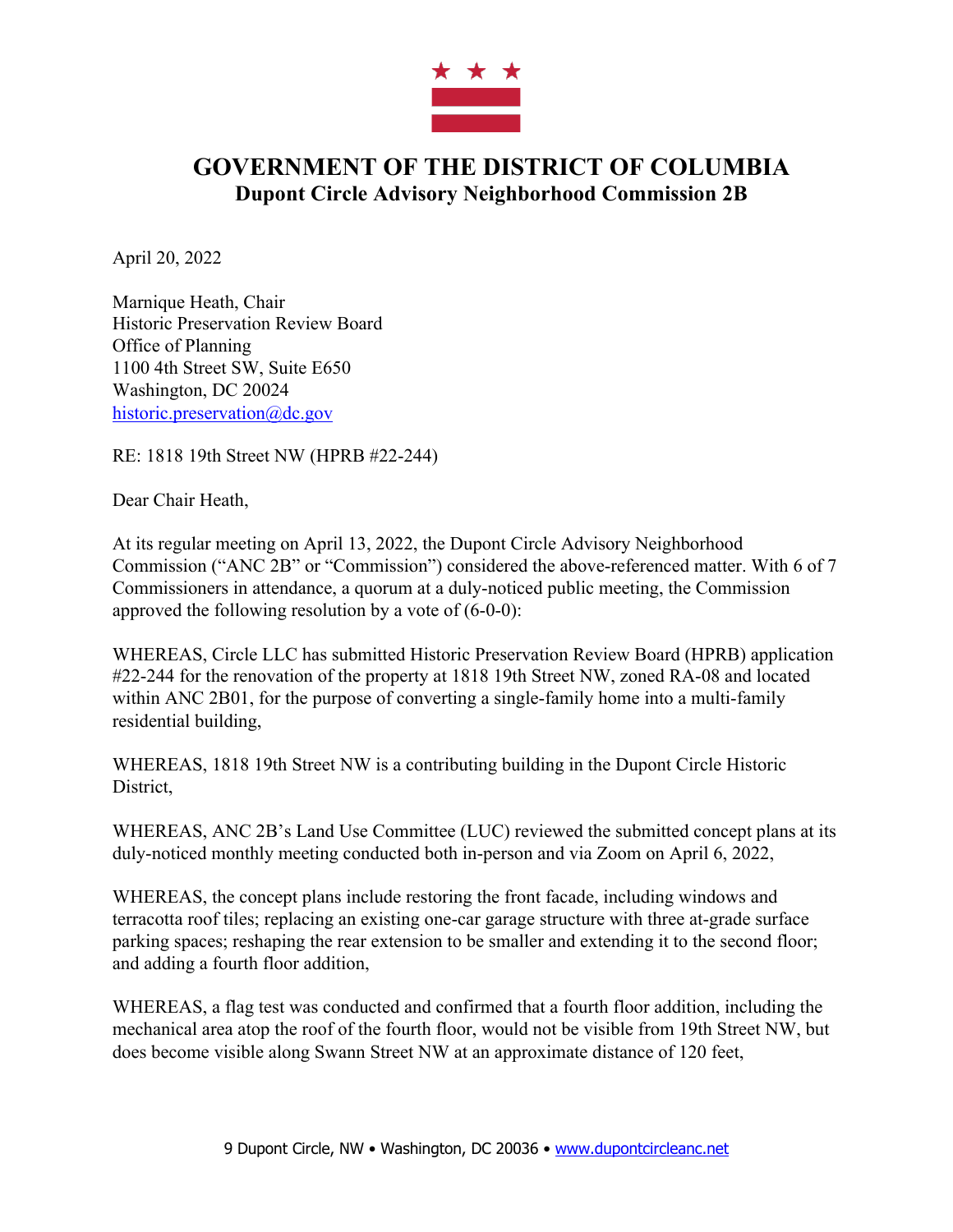# GOVERNMENT OF THE DISTRICT OF COLUMBIA
## Dupont Circle Advisory Neighborhood Commission 2B

April 20, 2022

Marnique Heath, Chair
Historic Preservation Review Board
Office of Planning
1100 4th Street SW, Suite E650
Washington, DC 20024
historic.preservation@dc.gov

RE: 1818 19th Street NW (HPRB #22-244)

Dear Chair Heath,

At its regular meeting on April 13, 2022, the Dupont Circle Advisory Neighborhood Commission ("ANC 2B" or "Commission") considered the above-referenced matter. With 6 of 7 Commissioners in attendance, a quorum at a duly-noticed public meeting, the Commission approved the following resolution by a vote of (6-0-0):

WHEREAS, Circle LLC has submitted Historic Preservation Review Board (HPRB) application #22-244 for the renovation of the property at 1818 19th Street NW, zoned RA-08 and located within ANC 2B01, for the purpose of converting a single-family home into a multi-family residential building,

WHEREAS, 1818 19th Street NW is a contributing building in the Dupont Circle Historic District,

WHEREAS, ANC 2B's Land Use Committee (LUC) reviewed the submitted concept plans at its duly-noticed monthly meeting conducted both in-person and via Zoom on April 6, 2022,

WHEREAS, the concept plans include restoring the front facade, including windows and terracotta roof tiles; replacing an existing one-car garage structure with three at-grade surface parking spaces; reshaping the rear extension to be smaller and extending it to the second floor; and adding a fourth floor addition,

WHEREAS, a flag test was conducted and confirmed that a fourth floor addition, including the mechanical area atop the roof of the fourth floor, would not be visible from 19th Street NW, but does become visible along Swann Street NW at an approximate distance of 120 feet,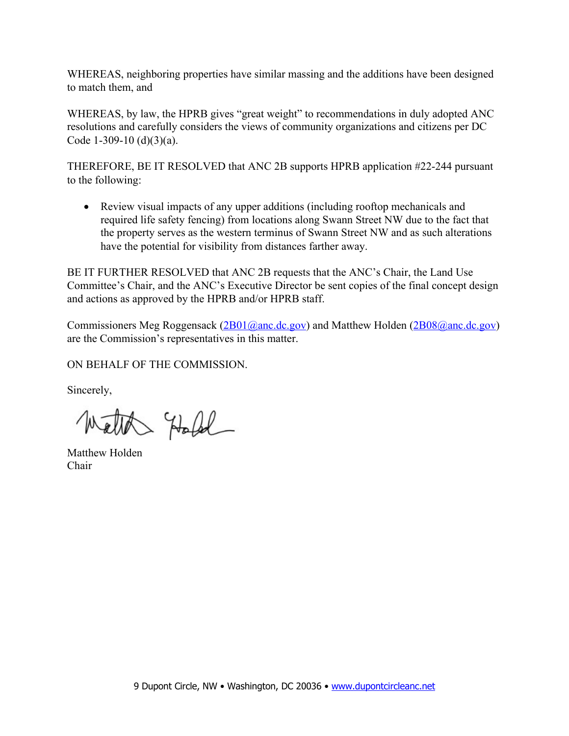WHEREAS, neighboring properties have similar massing and the additions have been designed to match them, and

WHEREAS, by law, the HPRB gives "great weight" to recommendations in duly adopted ANC resolutions and carefully considers the views of community organizations and citizens per DC Code 1-309-10 (d)(3)(a).

THEREFORE, BE IT RESOLVED that ANC 2B supports HPRB application #22-244 pursuant to the following:

- Review visual impacts of any upper additions (including rooftop mechanicals and required life safety fencing) from locations along Swann Street NW due to the fact that the property serves as the western terminus of Swann Street NW and as such alterations have the potential for visibility from distances farther away.

BE IT FURTHER RESOLVED that ANC 2B requests that the ANC's Chair, the Land Use Committee's Chair, and the ANC's Executive Director be sent copies of the final concept design and actions as approved by the HPRB and/or HPRB staff.

Commissioners Meg Roggensack (2B01@anc.dc.gov) and Matthew Holden (2B08@anc.dc.gov) are the Commission's representatives in this matter.

ON BEHALF OF THE COMMISSION.

Sincerely,

Matthew Holden
Chair

9 Dupont Circle, NW • Washington, DC 20036 • www.dupontcircleanc.net